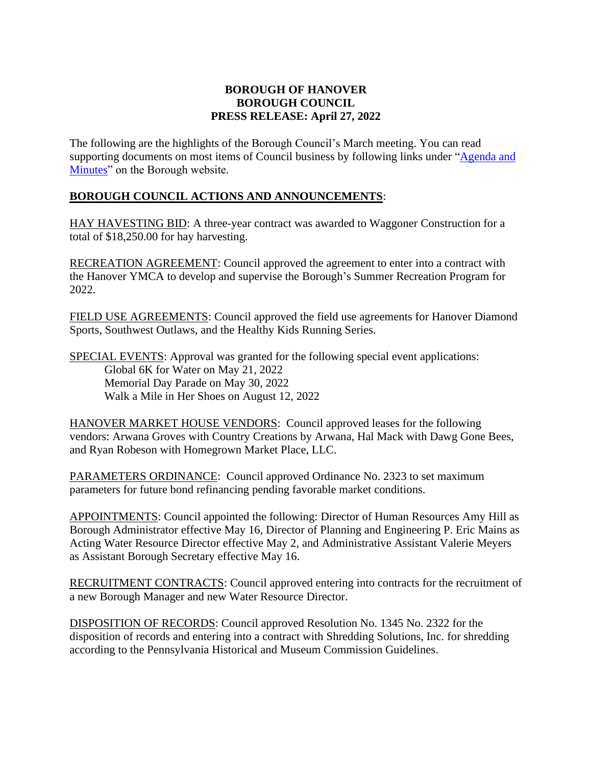**BOROUGH OF HANOVER**
**BOROUGH COUNCIL**
**PRESS RELEASE: April 27, 2022**

The following are the highlights of the Borough Council's March meeting. You can read supporting documents on most items of Council business by following links under "[Agenda and Minutes]" on the Borough website.

**BOROUGH COUNCIL ACTIONS AND ANNOUNCEMENTS**:

HAY HAVESTING BID: A three-year contract was awarded to Waggoner Construction for a total of $18,250.00 for hay harvesting.

RECREATION AGREEMENT: Council approved the agreement to enter into a contract with the Hanover YMCA to develop and supervise the Borough's Summer Recreation Program for 2022.

FIELD USE AGREEMENTS: Council approved the field use agreements for Hanover Diamond Sports, Southwest Outlaws, and the Healthy Kids Running Series.

SPECIAL EVENTS: Approval was granted for the following special event applications:
- Global 6K for Water on May 21, 2022
- Memorial Day Parade on May 30, 2022
- Walk a Mile in Her Shoes on August 12, 2022

HANOVER MARKET HOUSE VENDORS: Council approved leases for the following vendors: Arwana Groves with Country Creations by Arwana, Hal Mack with Dawg Gone Bees, and Ryan Robeson with Homegrown Market Place, LLC.

PARAMETERS ORDINANCE: Council approved Ordinance No. 2323 to set maximum parameters for future bond refinancing pending favorable market conditions.

APPOINTMENTS: Council appointed the following: Director of Human Resources Amy Hill as Borough Administrator effective May 16, Director of Planning and Engineering P. Eric Mains as Acting Water Resource Director effective May 2, and Administrative Assistant Valerie Meyers as Assistant Borough Secretary effective May 16.

RECRUITMENT CONTRACTS: Council approved entering into contracts for the recruitment of a new Borough Manager and new Water Resource Director.

DISPOSITION OF RECORDS: Council approved Resolution No. 1345 No. 2322 for the disposition of records and entering into a contract with Shredding Solutions, Inc. for shredding according to the Pennsylvania Historical and Museum Commission Guidelines.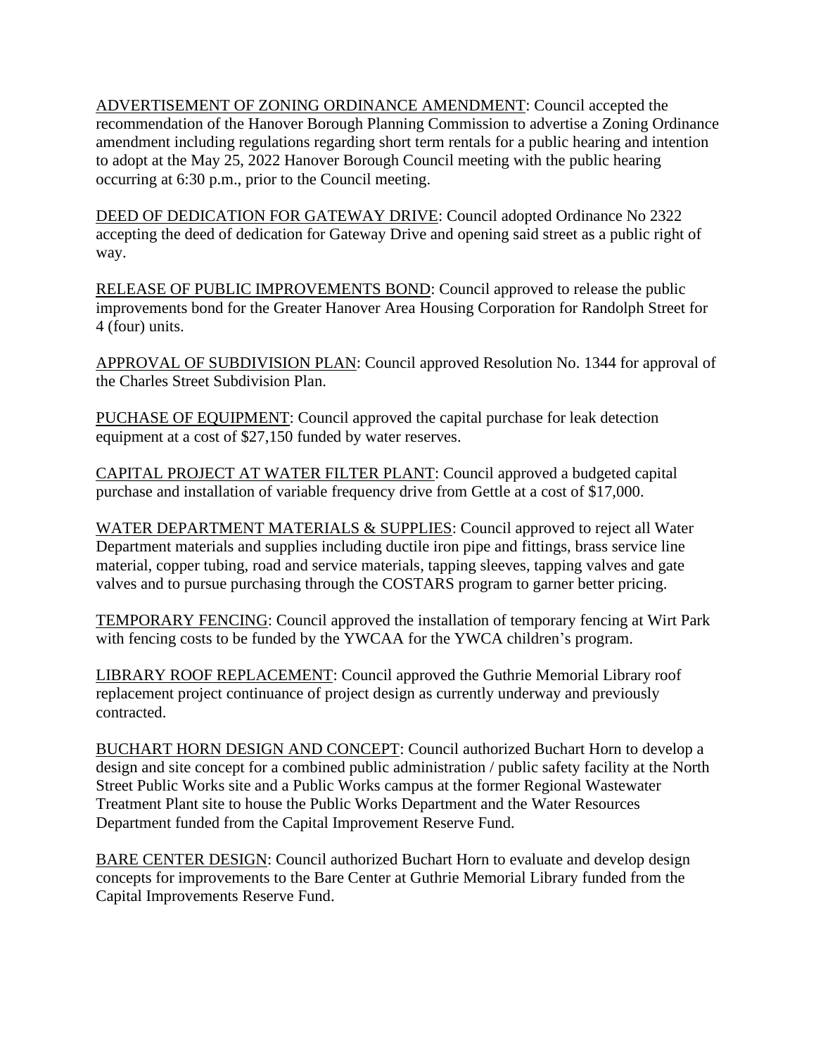ADVERTISEMENT OF ZONING ORDINANCE AMENDMENT: Council accepted the recommendation of the Hanover Borough Planning Commission to advertise a Zoning Ordinance amendment including regulations regarding short term rentals for a public hearing and intention to adopt at the May 25, 2022 Hanover Borough Council meeting with the public hearing occurring at 6:30 p.m., prior to the Council meeting.

DEED OF DEDICATION FOR GATEWAY DRIVE: Council adopted Ordinance No 2322 accepting the deed of dedication for Gateway Drive and opening said street as a public right of way.

RELEASE OF PUBLIC IMPROVEMENTS BOND: Council approved to release the public improvements bond for the Greater Hanover Area Housing Corporation for Randolph Street for 4 (four) units.

APPROVAL OF SUBDIVISION PLAN: Council approved Resolution No. 1344 for approval of the Charles Street Subdivision Plan.

PUCHASE OF EQUIPMENT: Council approved the capital purchase for leak detection equipment at a cost of $27,150 funded by water reserves.

CAPITAL PROJECT AT WATER FILTER PLANT: Council approved a budgeted capital purchase and installation of variable frequency drive from Gettle at a cost of $17,000.

WATER DEPARTMENT MATERIALS & SUPPLIES: Council approved to reject all Water Department materials and supplies including ductile iron pipe and fittings, brass service line material, copper tubing, road and service materials, tapping sleeves, tapping valves and gate valves and to pursue purchasing through the COSTARS program to garner better pricing.

TEMPORARY FENCING: Council approved the installation of temporary fencing at Wirt Park with fencing costs to be funded by the YWCAA for the YWCA children's program.

LIBRARY ROOF REPLACEMENT: Council approved the Guthrie Memorial Library roof replacement project continuance of project design as currently underway and previously contracted.

BUCHART HORN DESIGN AND CONCEPT: Council authorized Buchart Horn to develop a design and site concept for a combined public administration / public safety facility at the North Street Public Works site and a Public Works campus at the former Regional Wastewater Treatment Plant site to house the Public Works Department and the Water Resources Department funded from the Capital Improvement Reserve Fund.

BARE CENTER DESIGN: Council authorized Buchart Horn to evaluate and develop design concepts for improvements to the Bare Center at Guthrie Memorial Library funded from the Capital Improvements Reserve Fund.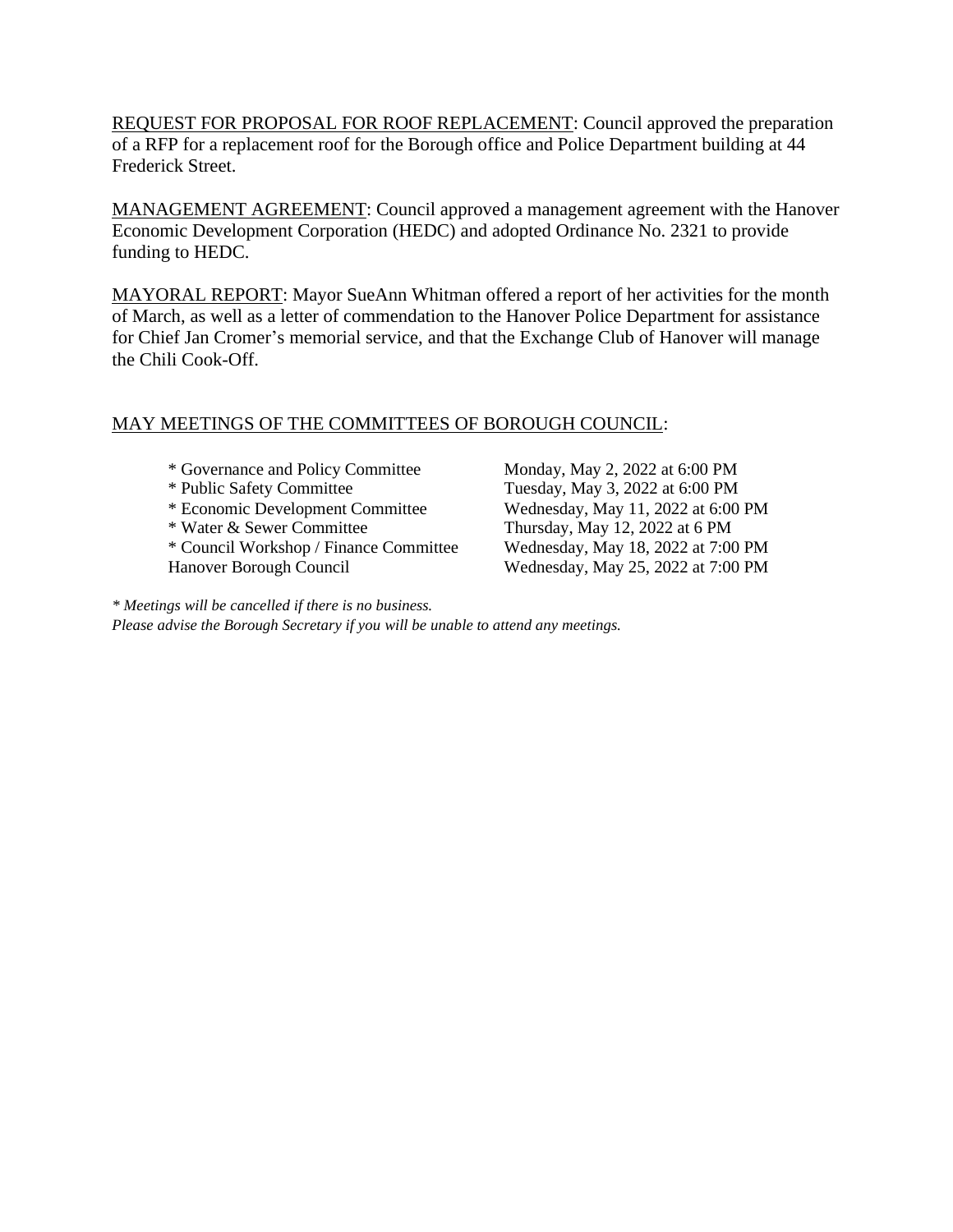REQUEST FOR PROPOSAL FOR ROOF REPLACEMENT: Council approved the preparation of a RFP for a replacement roof for the Borough office and Police Department building at 44 Frederick Street.

MANAGEMENT AGREEMENT: Council approved a management agreement with the Hanover Economic Development Corporation (HEDC) and adopted Ordinance No. 2321 to provide funding to HEDC.

MAYORAL REPORT: Mayor SueAnn Whitman offered a report of her activities for the month of March, as well as a letter of commendation to the Hanover Police Department for assistance for Chief Jan Cromer's memorial service, and that the Exchange Club of Hanover will manage the Chili Cook-Off.

## MAY MEETINGS OF THE COMMITTEES OF BOROUGH COUNCIL:

| | |
|---|---|
| * Governance and Policy Committee | Monday, May 2, 2022 at 6:00 PM |
| * Public Safety Committee | Tuesday, May 3, 2022 at 6:00 PM |
| * Economic Development Committee | Wednesday, May 11, 2022 at 6:00 PM |
| * Water & Sewer Committee | Thursday, May 12, 2022 at 6 PM |
| * Council Workshop / Finance Committee | Wednesday, May 18, 2022 at 7:00 PM |
| Hanover Borough Council | Wednesday, May 25, 2022 at 7:00 PM |

*\* Meetings will be cancelled if there is no business.*
*Please advise the Borough Secretary if you will be unable to attend any meetings.*